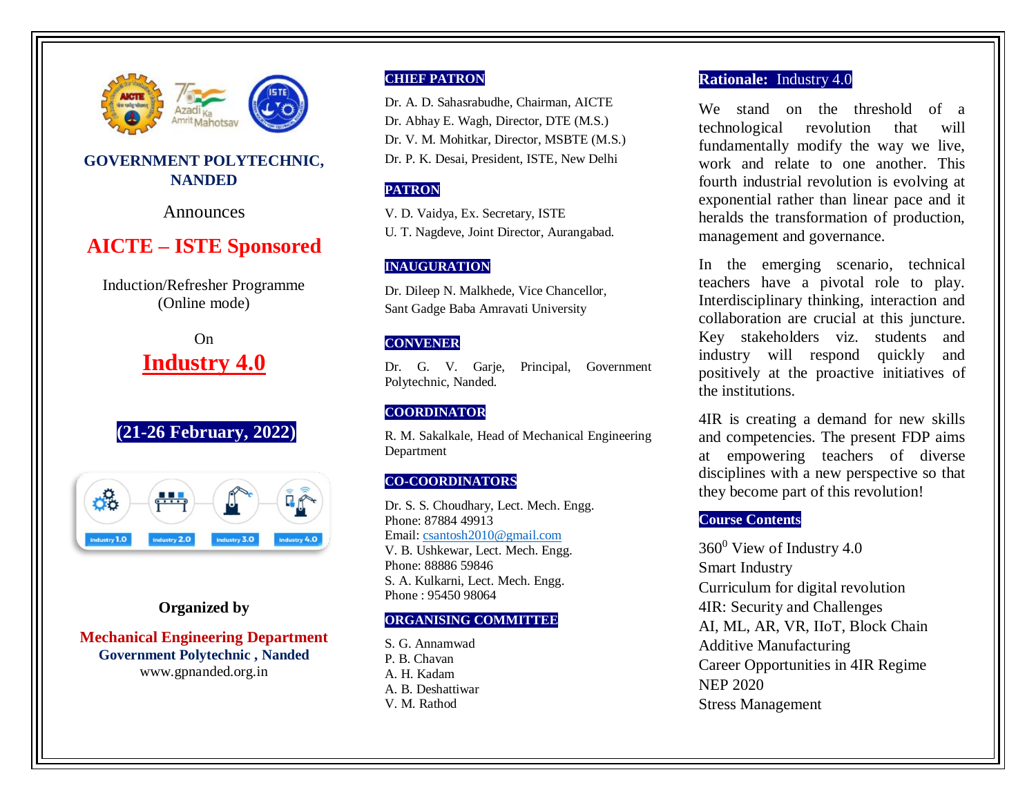**GOVERNMENT POLYTECHNIC, NANDED**

Announces

# AICTE – ISTE Sponsored

Induction/Refresher Programme
(Online mode)

On

# Industry 4.0

**(21-26 February, 2022)**

Industry 1.0 | Industry 2.0 | Industry 3.0 | Industry 4.0

**Organized by**

**Mechanical Engineering Department**
**Government Polytechnic , Nanded**
www.gpnanded.org.in

## CHIEF PATRON

Dr. A. D. Sahasrabudhe, Chairman, AICTE
Dr. Abhay E. Wagh, Director, DTE (M.S.)
Dr. V. M. Mohitkar, Director, MSBTE (M.S.)
Dr. P. K. Desai, President, ISTE, New Delhi

## PATRON

V. D. Vaidya, Ex. Secretary, ISTE
U. T. Nagdeve, Joint Director, Aurangabad.

## INAUGURATION

Dr. Dileep N. Malkhede, Vice Chancellor, Sant Gadge Baba Amravati University

## CONVENER

Dr. G. V. Garje, Principal, Government Polytechnic, Nanded.

## COORDINATOR

R. M. Sakalkale, Head of Mechanical Engineering Department

## CO-COORDINATORS

Dr. S. S. Choudhary, Lect. Mech. Engg.
Phone: 87884 49913
Email: csantosh2010@gmail.com
V. B. Ushkewar, Lect. Mech. Engg.
Phone: 88886 59846
S. A. Kulkarni, Lect. Mech. Engg.
Phone : 95450 98064

## ORGANISING COMMITTEE

S. G. Annamwad
P. B. Chavan
A. H. Kadam
A. B. Deshattiwar
V. M. Rathod

## Rationale: Industry 4.0

We stand on the threshold of a technological revolution that will fundamentally modify the way we live, work and relate to one another. This fourth industrial revolution is evolving at exponential rather than linear pace and it heralds the transformation of production, management and governance.

In the emerging scenario, technical teachers have a pivotal role to play. Interdisciplinary thinking, interaction and collaboration are crucial at this juncture. Key stakeholders viz. students and industry will respond quickly and positively at the proactive initiatives of the institutions.

4IR is creating a demand for new skills and competencies. The present FDP aims at empowering teachers of diverse disciplines with a new perspective so that they become part of this revolution!

## Course Contents

$360^0$ View of Industry 4.0
Smart Industry
Curriculum for digital revolution
4IR: Security and Challenges
AI, ML, AR, VR, IIoT, Block Chain
Additive Manufacturing
Career Opportunities in 4IR Regime
NEP 2020
Stress Management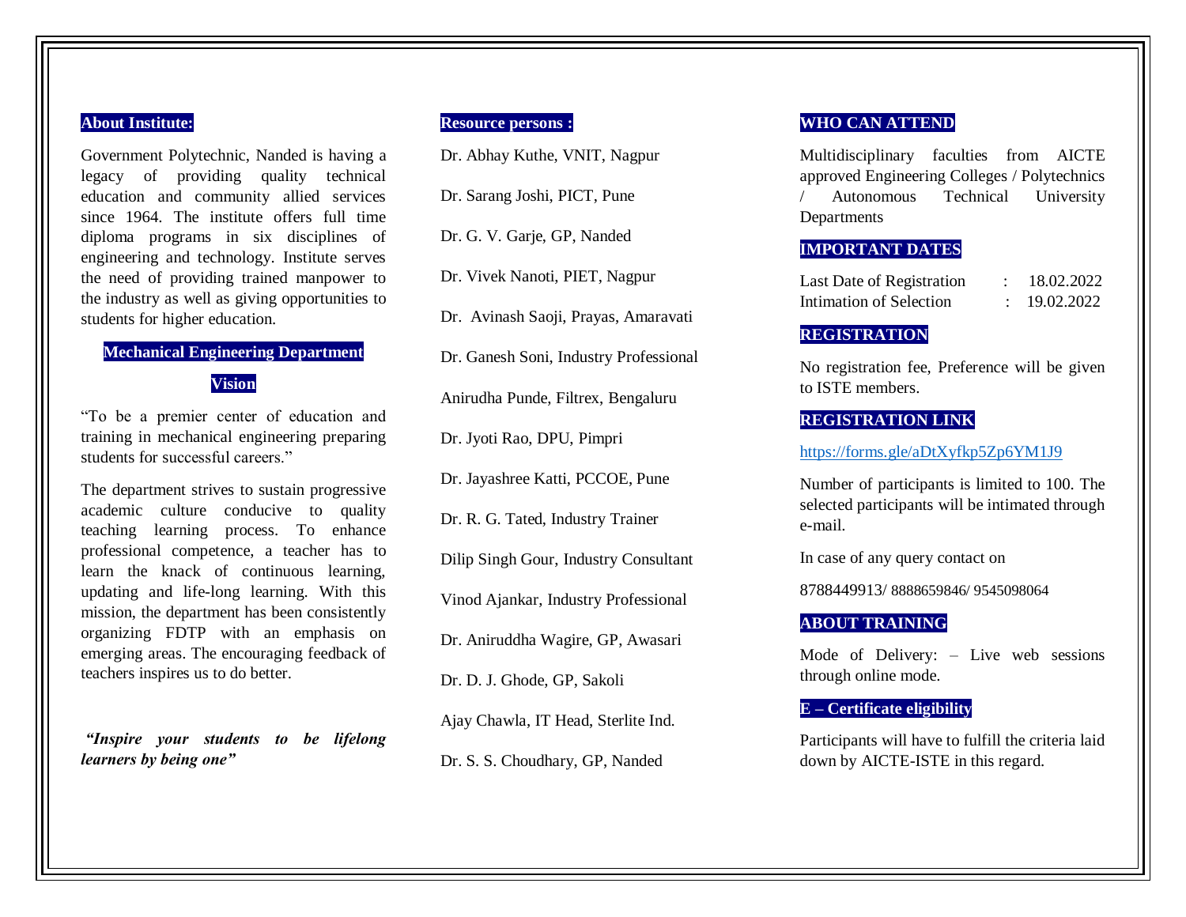## About Institute:

Government Polytechnic, Nanded is having a legacy of providing quality technical education and community allied services since 1964. The institute offers full time diploma programs in six disciplines of engineering and technology. Institute serves the need of providing trained manpower to the industry as well as giving opportunities to students for higher education.

## Mechanical Engineering Department

### Vision

"To be a premier center of education and training in mechanical engineering preparing students for successful careers."

The department strives to sustain progressive academic culture conducive to quality teaching learning process. To enhance professional competence, a teacher has to learn the knack of continuous learning, updating and life-long learning. With this mission, the department has been consistently organizing FDTP with an emphasis on emerging areas. The encouraging feedback of teachers inspires us to do better.

***"Inspire your students to be lifelong learners by being one"***

## Resource persons :

Dr. Abhay Kuthe, VNIT, Nagpur

Dr. Sarang Joshi, PICT, Pune

Dr. G. V. Garje, GP, Nanded

Dr. Vivek Nanoti, PIET, Nagpur

Dr. Avinash Saoji, Prayas, Amaravati

Dr. Ganesh Soni, Industry Professional

Anirudha Punde, Filtrex, Bengaluru

Dr. Jyoti Rao, DPU, Pimpri

Dr. Jayashree Katti, PCCOE, Pune

Dr. R. G. Tated, Industry Trainer

Dilip Singh Gour, Industry Consultant

Vinod Ajankar, Industry Professional

Dr. Aniruddha Wagire, GP, Awasari

Dr. D. J. Ghode, GP, Sakoli

Ajay Chawla, IT Head, Sterlite Ind.

Dr. S. S. Choudhary, GP, Nanded

## WHO CAN ATTEND

Multidisciplinary faculties from AICTE approved Engineering Colleges / Polytechnics / Autonomous Technical University Departments

## IMPORTANT DATES

Last Date of Registration : 18.02.2022

Intimation of Selection : 19.02.2022

## REGISTRATION

No registration fee, Preference will be given to ISTE members.

## REGISTRATION LINK

https://forms.gle/aDtXyfkp5Zp6YM1J9

Number of participants is limited to 100. The selected participants will be intimated through e-mail.

In case of any query contact on

8788449913/ 8888659846/ 9545098064

## ABOUT TRAINING

Mode of Delivery: – Live web sessions through online mode.

## E – Certificate eligibility

Participants will have to fulfill the criteria laid down by AICTE-ISTE in this regard.